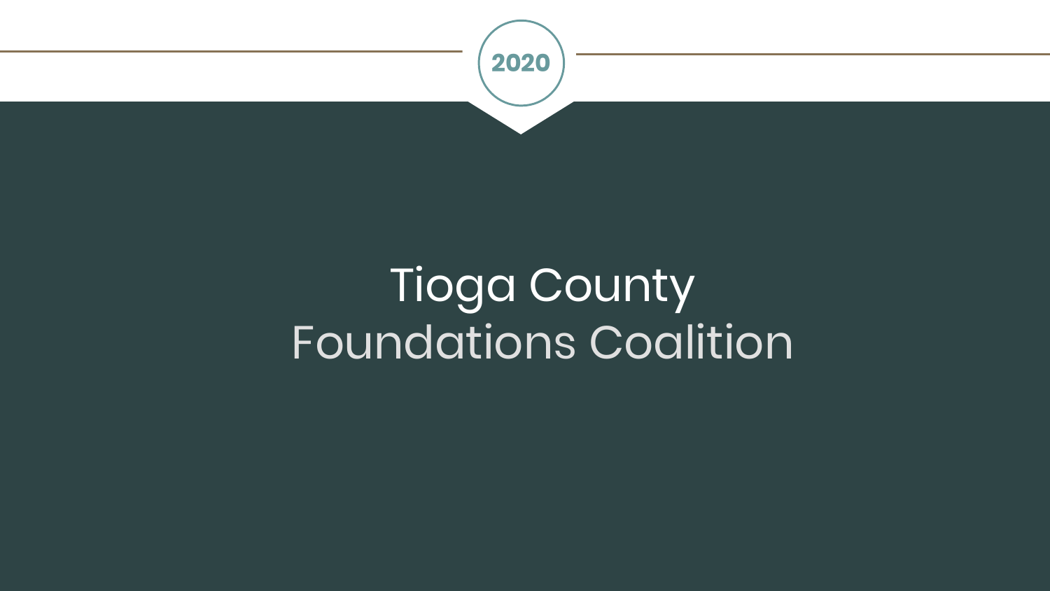2020

# Tioga County Foundations Coalition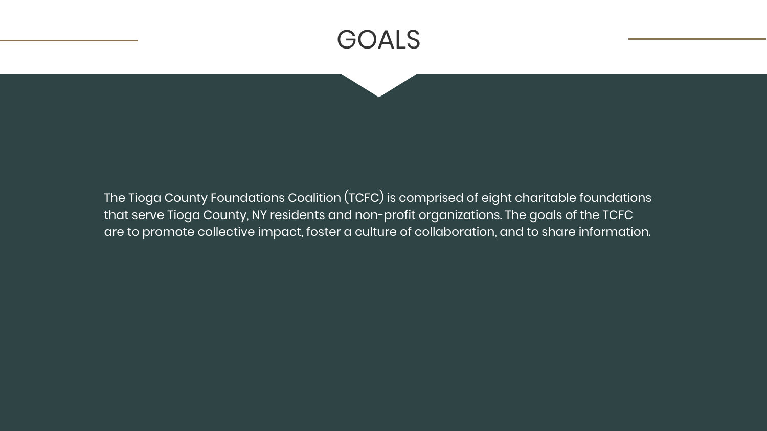# GOALS

The Tioga County Foundations Coalition (TCFC) is comprised of eight charitable foundations that serve Tioga County, NY residents and non-profit organizations. The goals of the TCFC are to promote collective impact, foster a culture of collaboration, and to share information.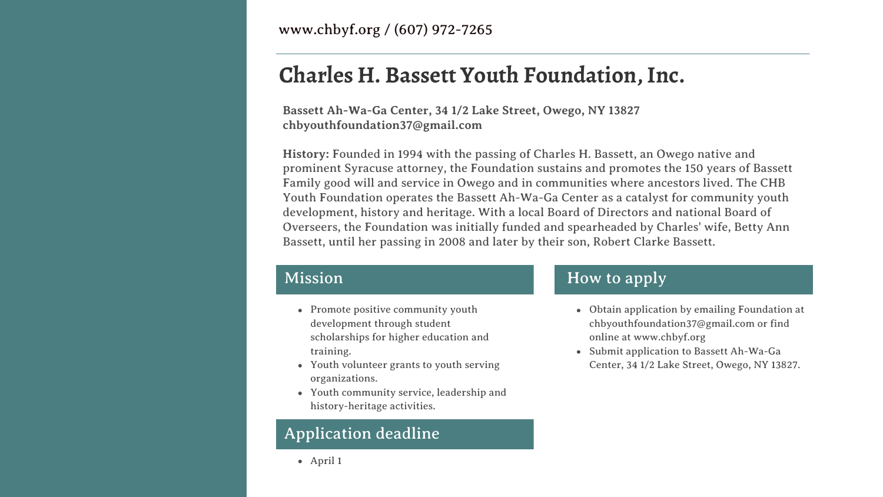www.chbyf.org / (607) 972-7265

# Charles H. Bassett Youth Foundation, Inc.

**Bassett Ah-Wa-Ga Center, 34 1/2 Lake Street, Owego, NY 13827**
**chbyouthfoundation37@gmail.com**

**History:** Founded in 1994 with the passing of Charles H. Bassett, an Owego native and prominent Syracuse attorney, the Foundation sustains and promotes the 150 years of Bassett Family good will and service in Owego and in communities where ancestors lived. The CHB Youth Foundation operates the Bassett Ah-Wa-Ga Center as a catalyst for community youth development, history and heritage. With a local Board of Directors and national Board of Overseers, the Foundation was initially funded and spearheaded by Charles' wife, Betty Ann Bassett, until her passing in 2008 and later by their son, Robert Clarke Bassett.

## Mission

- Promote positive community youth development through student scholarships for higher education and training.
- Youth volunteer grants to youth serving organizations.
- Youth community service, leadership and history-heritage activities.

## Application deadline

- April 1

## How to apply

- Obtain application by emailing Foundation at chbyouthfoundation37@gmail.com or find online at www.chbyf.org
- Submit application to Bassett Ah-Wa-Ga Center, 34 1/2 Lake Street, Owego, NY 13827.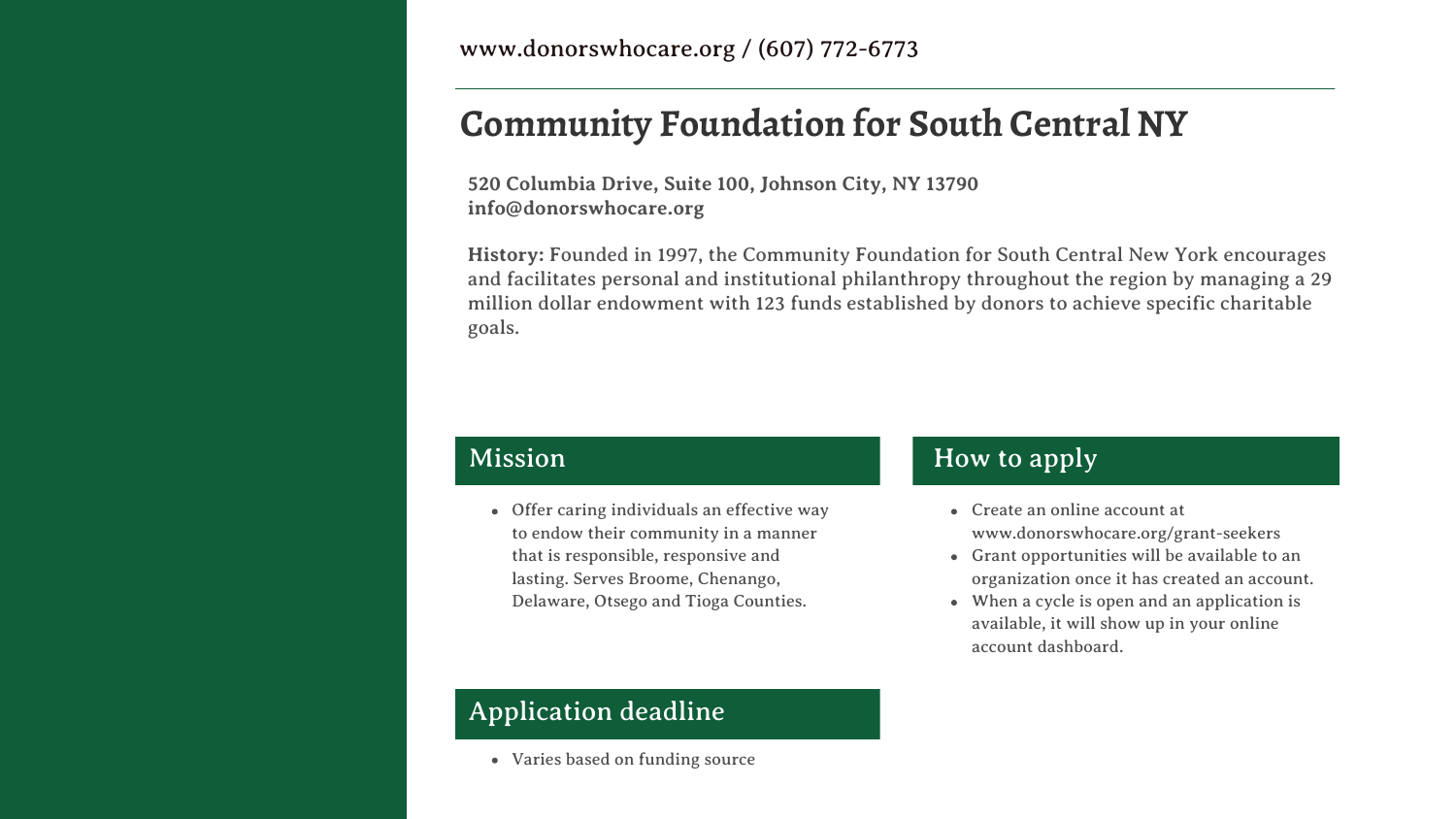www.donorswhocare.org / (607) 772-6773

# Community Foundation for South Central NY

**520 Columbia Drive, Suite 100, Johnson City, NY 13790**
**info@donorswhocare.org**

**History:** Founded in 1997, the Community Foundation for South Central New York encourages and facilitates personal and institutional philanthropy throughout the region by managing a 29 million dollar endowment with 123 funds established by donors to achieve specific charitable goals.

## Mission

- Offer caring individuals an effective way to endow their community in a manner that is responsible, responsive and lasting. Serves Broome, Chenango, Delaware, Otsego and Tioga Counties.

## How to apply

- Create an online account at www.donorswhocare.org/grant-seekers
- Grant opportunities will be available to an organization once it has created an account.
- When a cycle is open and an application is available, it will show up in your online account dashboard.

## Application deadline

- Varies based on funding source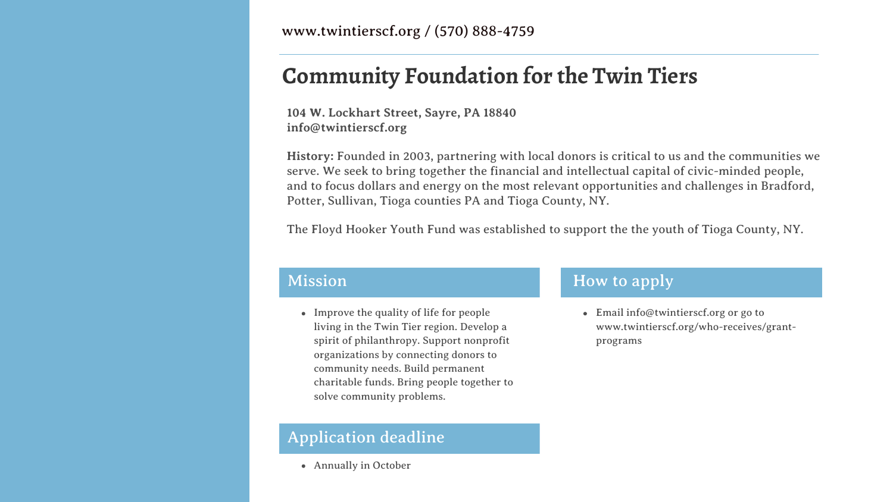www.twintierscf.org / (570) 888-4759

# Community Foundation for the Twin Tiers

**104 W. Lockhart Street, Sayre, PA 18840**
**info@twintierscf.org**

**History:** Founded in 2003, partnering with local donors is critical to us and the communities we serve. We seek to bring together the financial and intellectual capital of civic-minded people, and to focus dollars and energy on the most relevant opportunities and challenges in Bradford, Potter, Sullivan, Tioga counties PA and Tioga County, NY.

The Floyd Hooker Youth Fund was established to support the the youth of Tioga County, NY.

## Mission

- Improve the quality of life for people living in the Twin Tier region. Develop a spirit of philanthropy. Support nonprofit organizations by connecting donors to community needs. Build permanent charitable funds. Bring people together to solve community problems.

## How to apply

- Email info@twintierscf.org or go to www.twintierscf.org/who-receives/grant-programs

## Application deadline

- Annually in October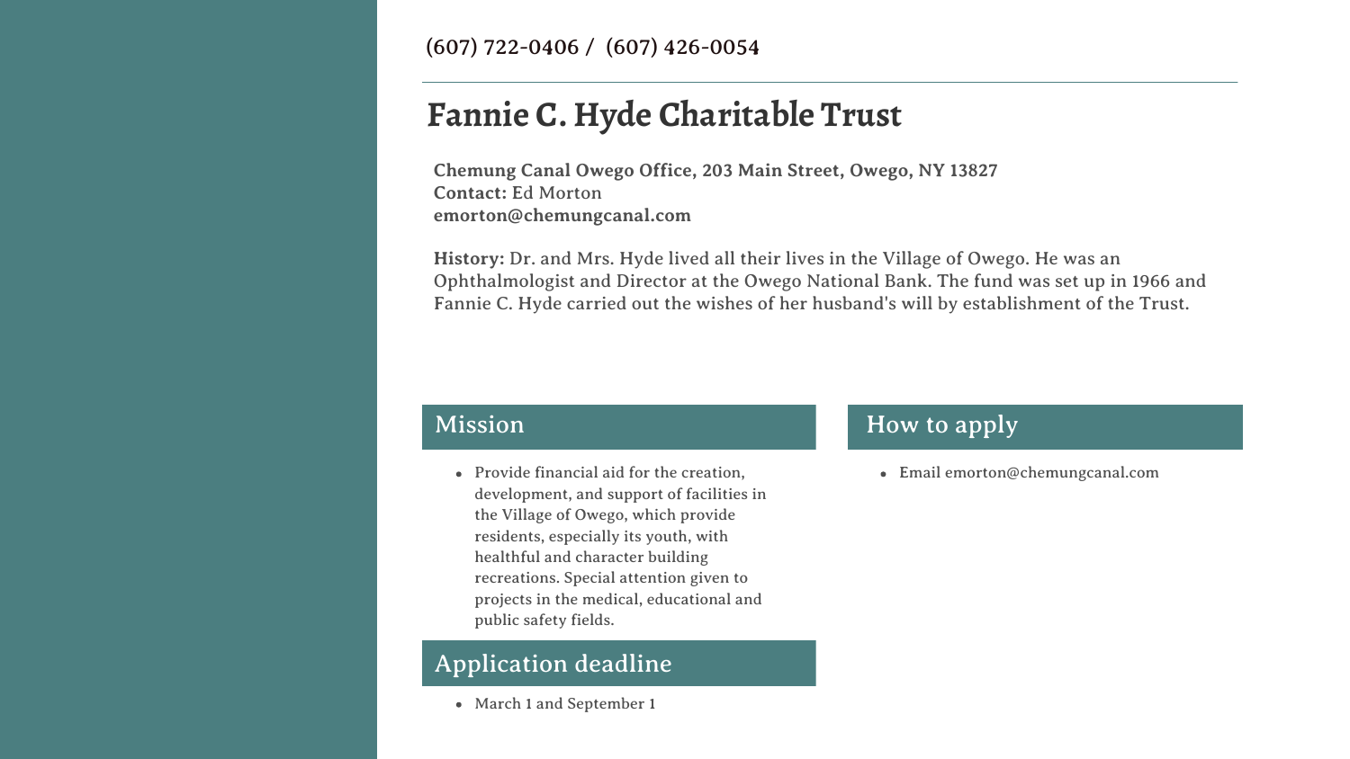(607) 722-0406 / (607) 426-0054

# Fannie C. Hyde Charitable Trust

**Chemung Canal Owego Office, 203 Main Street, Owego, NY 13827**
**Contact:** Ed Morton
**emorton@chemungcanal.com**

**History:** Dr. and Mrs. Hyde lived all their lives in the Village of Owego. He was an Ophthalmologist and Director at the Owego National Bank. The fund was set up in 1966 and Fannie C. Hyde carried out the wishes of her husband's will by establishment of the Trust.

## Mission

- Provide financial aid for the creation, development, and support of facilities in the Village of Owego, which provide residents, especially its youth, with healthful and character building recreations. Special attention given to projects in the medical, educational and public safety fields.

## Application deadline

- March 1 and September 1

## How to apply

- Email emorton@chemungcanal.com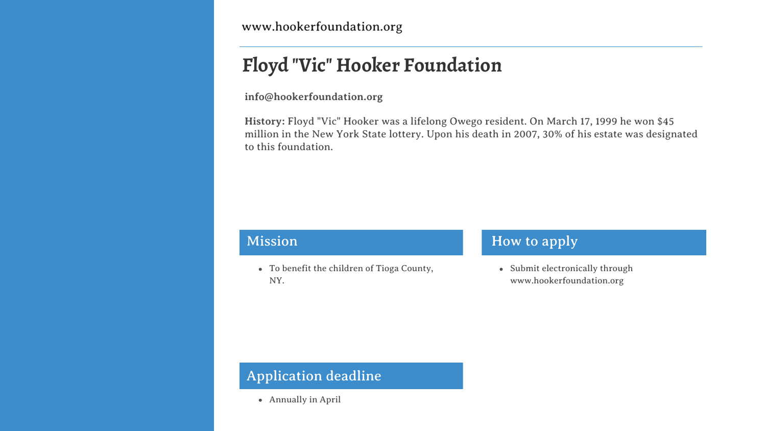www.hookerfoundation.org

# Floyd "Vic" Hooker Foundation

**info@hookerfoundation.org**

**History:** Floyd "Vic" Hooker was a lifelong Owego resident. On March 17, 1999 he won $45 million in the New York State lottery. Upon his death in 2007, 30% of his estate was designated to this foundation.

## Mission

- To benefit the children of Tioga County, NY.

## How to apply

- Submit electronically through www.hookerfoundation.org

## Application deadline

- Annually in April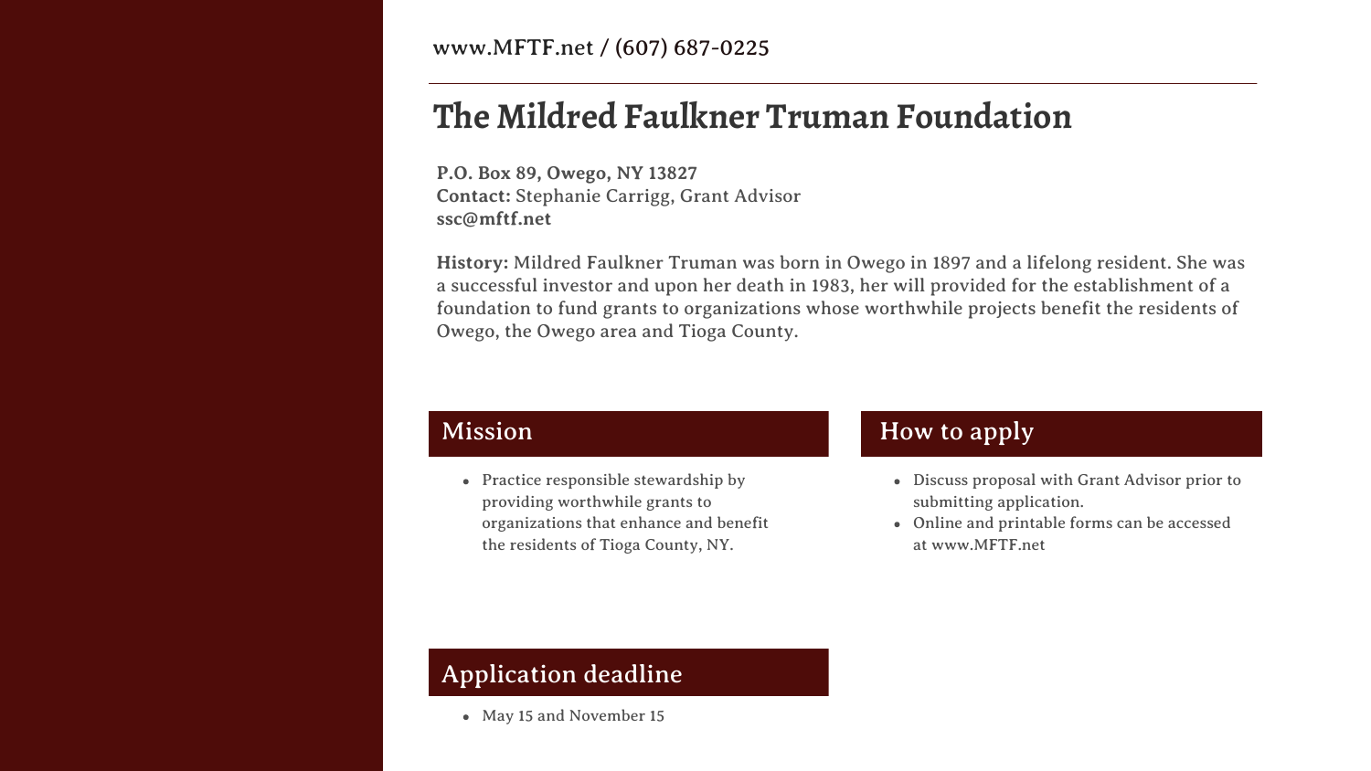www.MFTF.net / (607) 687-0225

# The Mildred Faulkner Truman Foundation

**P.O. Box 89, Owego, NY 13827**
**Contact:** Stephanie Carrigg, Grant Advisor
**ssc@mftf.net**

**History:** Mildred Faulkner Truman was born in Owego in 1897 and a lifelong resident. She was a successful investor and upon her death in 1983, her will provided for the establishment of a foundation to fund grants to organizations whose worthwhile projects benefit the residents of Owego, the Owego area and Tioga County.

## Mission

- Practice responsible stewardship by providing worthwhile grants to organizations that enhance and benefit the residents of Tioga County, NY.

## How to apply

- Discuss proposal with Grant Advisor prior to submitting application.
- Online and printable forms can be accessed at www.MFTF.net

## Application deadline

- May 15 and November 15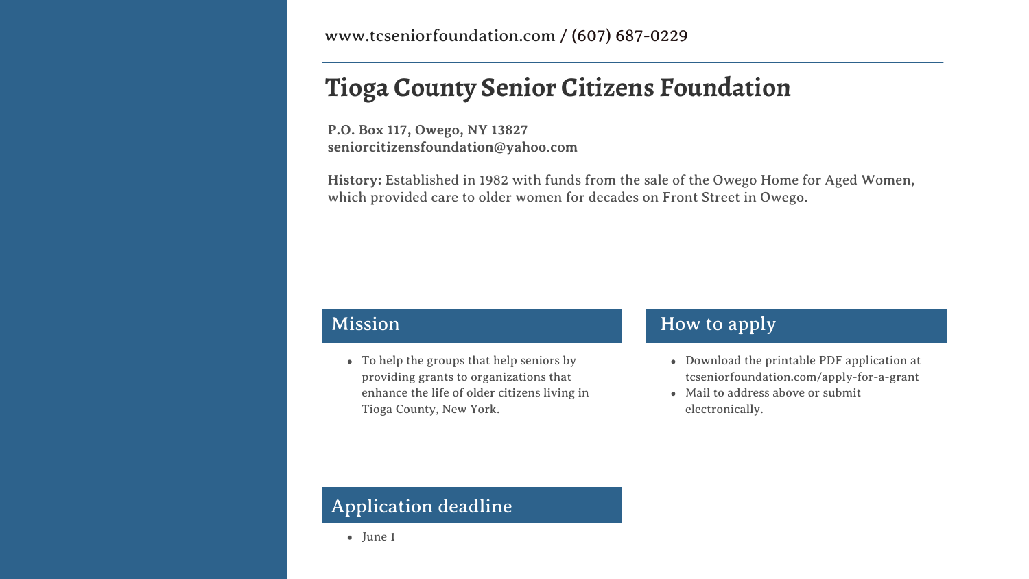www.tcseniorfoundation.com / (607) 687-0229

# Tioga County Senior Citizens Foundation

**P.O. Box 117, Owego, NY 13827**
**seniorcitizensfoundation@yahoo.com**

**History:** Established in 1982 with funds from the sale of the Owego Home for Aged Women, which provided care to older women for decades on Front Street in Owego.

## Mission

- To help the groups that help seniors by providing grants to organizations that enhance the life of older citizens living in Tioga County, New York.

## How to apply

- Download the printable PDF application at tcseniorfoundation.com/apply-for-a-grant
- Mail to address above or submit electronically.

## Application deadline

- June 1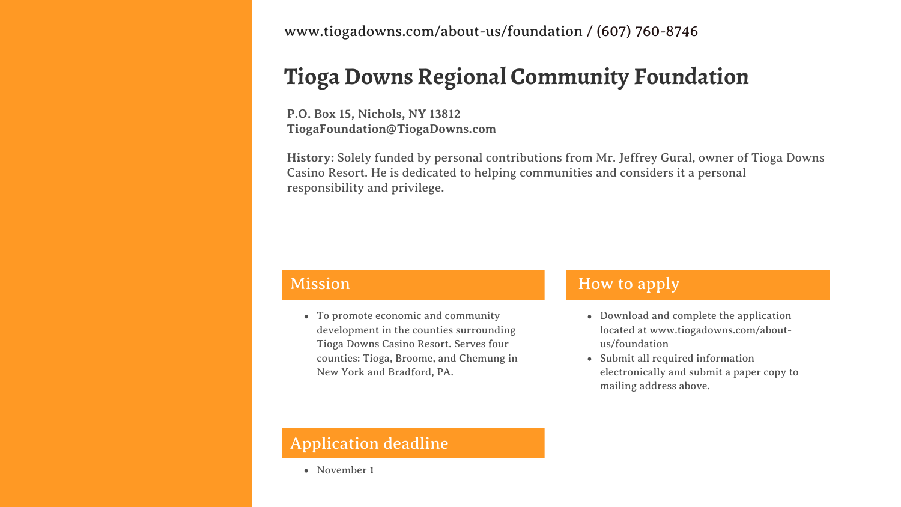www.tiogadowns.com/about-us/foundation / (607) 760-8746

# Tioga Downs Regional Community Foundation

**P.O. Box 15, Nichols, NY 13812**
**TiogaFoundation@TiogaDowns.com**

**History:** Solely funded by personal contributions from Mr. Jeffrey Gural, owner of Tioga Downs Casino Resort. He is dedicated to helping communities and considers it a personal responsibility and privilege.

## Mission

- To promote economic and community development in the counties surrounding Tioga Downs Casino Resort. Serves four counties: Tioga, Broome, and Chemung in New York and Bradford, PA.

## How to apply

- Download and complete the application located at www.tiogadowns.com/about-us/foundation
- Submit all required information electronically and submit a paper copy to mailing address above.

## Application deadline

- November 1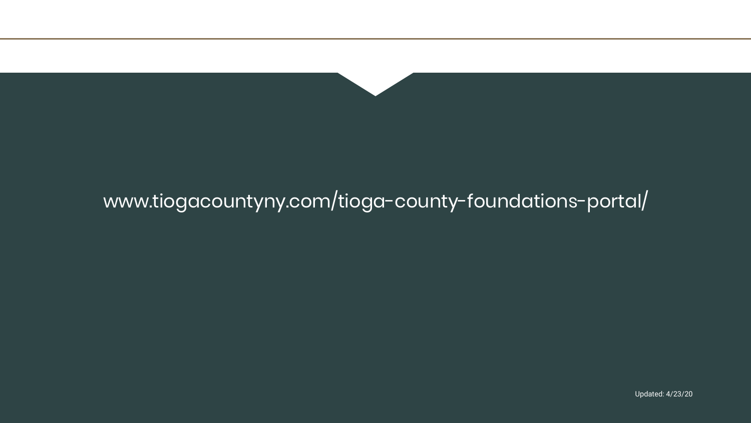www.tiogacountyny.com/tioga-county-foundations-portal/

Updated: 4/23/20